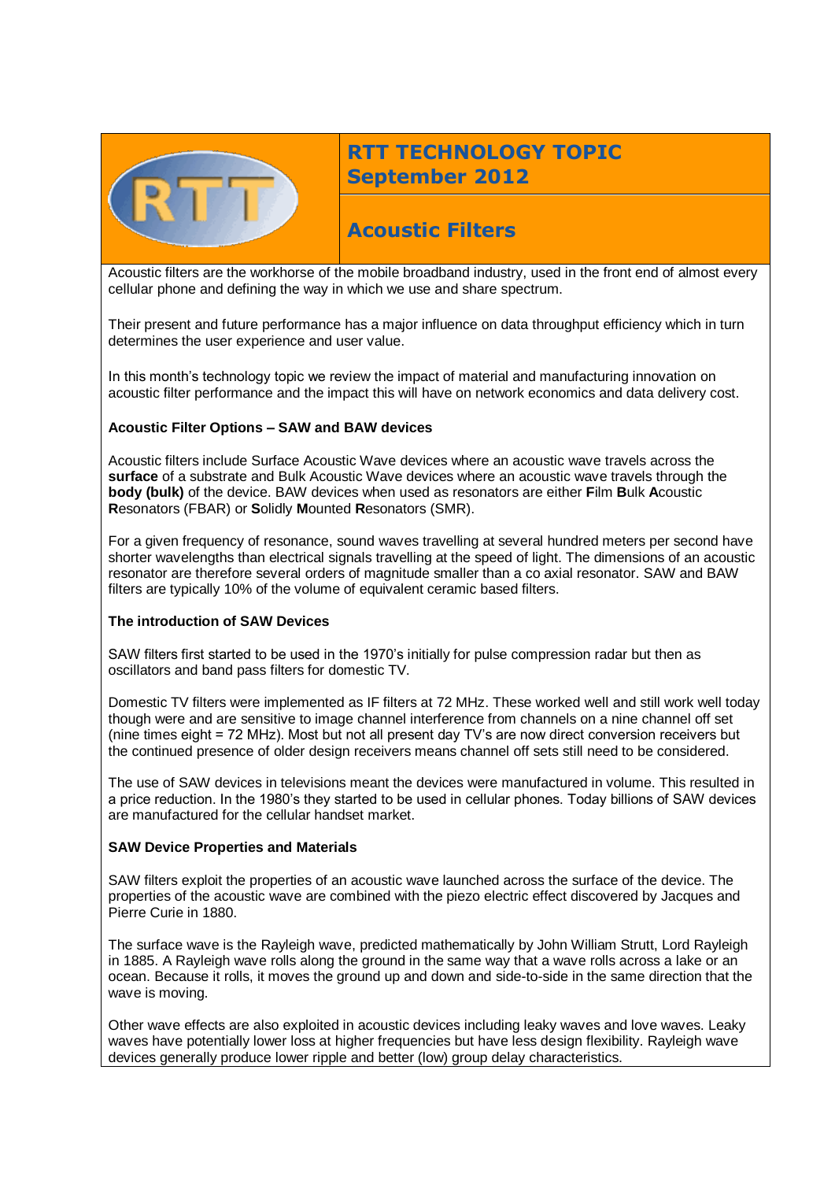# RTT TECHNOLOGY TOPIC September 2012

## Acoustic Filters

Acoustic filters are the workhorse of the mobile broadband industry, used in the front end of almost every cellular phone and defining the way in which we use and share spectrum.

Their present and future performance has a major influence on data throughput efficiency which in turn determines the user experience and user value.

In this month's technology topic we review the impact of material and manufacturing innovation on acoustic filter performance and the impact this will have on network economics and data delivery cost.

### Acoustic Filter Options – SAW and BAW devices

Acoustic filters include Surface Acoustic Wave devices where an acoustic wave travels across the **surface** of a substrate and Bulk Acoustic Wave devices where an acoustic wave travels through the **body (bulk)** of the device. BAW devices when used as resonators are either **F**ilm **B**ulk **A**coustic **R**esonators (FBAR) or **S**olidly **M**ounted **R**esonators (SMR).

For a given frequency of resonance, sound waves travelling at several hundred meters per second have shorter wavelengths than electrical signals travelling at the speed of light. The dimensions of an acoustic resonator are therefore several orders of magnitude smaller than a co axial resonator. SAW and BAW filters are typically 10% of the volume of equivalent ceramic based filters.

### The introduction of SAW Devices

SAW filters first started to be used in the 1970's initially for pulse compression radar but then as oscillators and band pass filters for domestic TV.

Domestic TV filters were implemented as IF filters at 72 MHz. These worked well and still work well today though were and are sensitive to image channel interference from channels on a nine channel off set (nine times eight = 72 MHz). Most but not all present day TV's are now direct conversion receivers but the continued presence of older design receivers means channel off sets still need to be considered.

The use of SAW devices in televisions meant the devices were manufactured in volume. This resulted in a price reduction. In the 1980's they started to be used in cellular phones. Today billions of SAW devices are manufactured for the cellular handset market.

### SAW Device Properties and Materials

SAW filters exploit the properties of an acoustic wave launched across the surface of the device. The properties of the acoustic wave are combined with the piezo electric effect discovered by Jacques and Pierre Curie in 1880.

The surface wave is the Rayleigh wave, predicted mathematically by John William Strutt, Lord Rayleigh in 1885. A Rayleigh wave rolls along the ground in the same way that a wave rolls across a lake or an ocean. Because it rolls, it moves the ground up and down and side-to-side in the same direction that the wave is moving.

Other wave effects are also exploited in acoustic devices including leaky waves and love waves. Leaky waves have potentially lower loss at higher frequencies but have less design flexibility. Rayleigh wave devices generally produce lower ripple and better (low) group delay characteristics.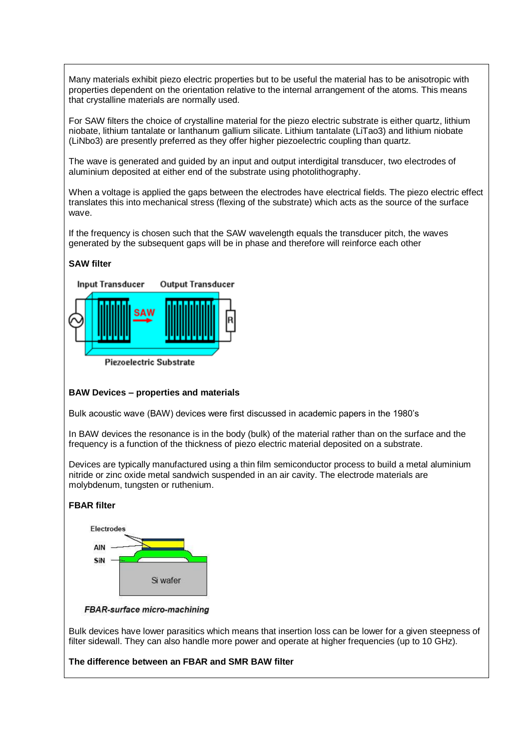Many materials exhibit piezo electric properties but to be useful the material has to be anisotropic with properties dependent on the orientation relative to the internal arrangement of the atoms. This means that crystalline materials are normally used.

For SAW filters the choice of crystalline material for the piezo electric substrate is either quartz, lithium niobate, lithium tantalate or lanthanum gallium silicate. Lithium tantalate ($LiTaO_3$) and lithium niobate ($LiNbO_3$) are presently preferred as they offer higher piezoelectric coupling than quartz.

The wave is generated and guided by an input and output interdigital transducer, two electrodes of aluminium deposited at either end of the substrate using photolithography.

When a voltage is applied the gaps between the electrodes have electrical fields. The piezo electric effect translates this into mechanical stress (flexing of the substrate) which acts as the source of the surface wave.

If the frequency is chosen such that the SAW wavelength equals the transducer pitch, the waves generated by the subsequent gaps will be in phase and therefore will reinforce each other

**SAW filter**

Input Transducer Output Transducer

SAW

R

Piezoelectric Substrate

**BAW Devices – properties and materials**

Bulk acoustic wave (BAW) devices were first discussed in academic papers in the 1980's

In BAW devices the resonance is in the body (bulk) of the material rather than on the surface and the frequency is a function of the thickness of piezo electric material deposited on a substrate.

Devices are typically manufactured using a thin film semiconductor process to build a metal aluminium nitride or zinc oxide metal sandwich suspended in an air cavity. The electrode materials are molybdenum, tungsten or ruthenium.

**FBAR filter**

Electrodes

AlN

SiN

Si wafer

*FBAR-surface micro-machining*

Bulk devices have lower parasitics which means that insertion loss can be lower for a given steepness of filter sidewall. They can also handle more power and operate at higher frequencies (up to 10 GHz).

**The difference between an FBAR and SMR BAW filter**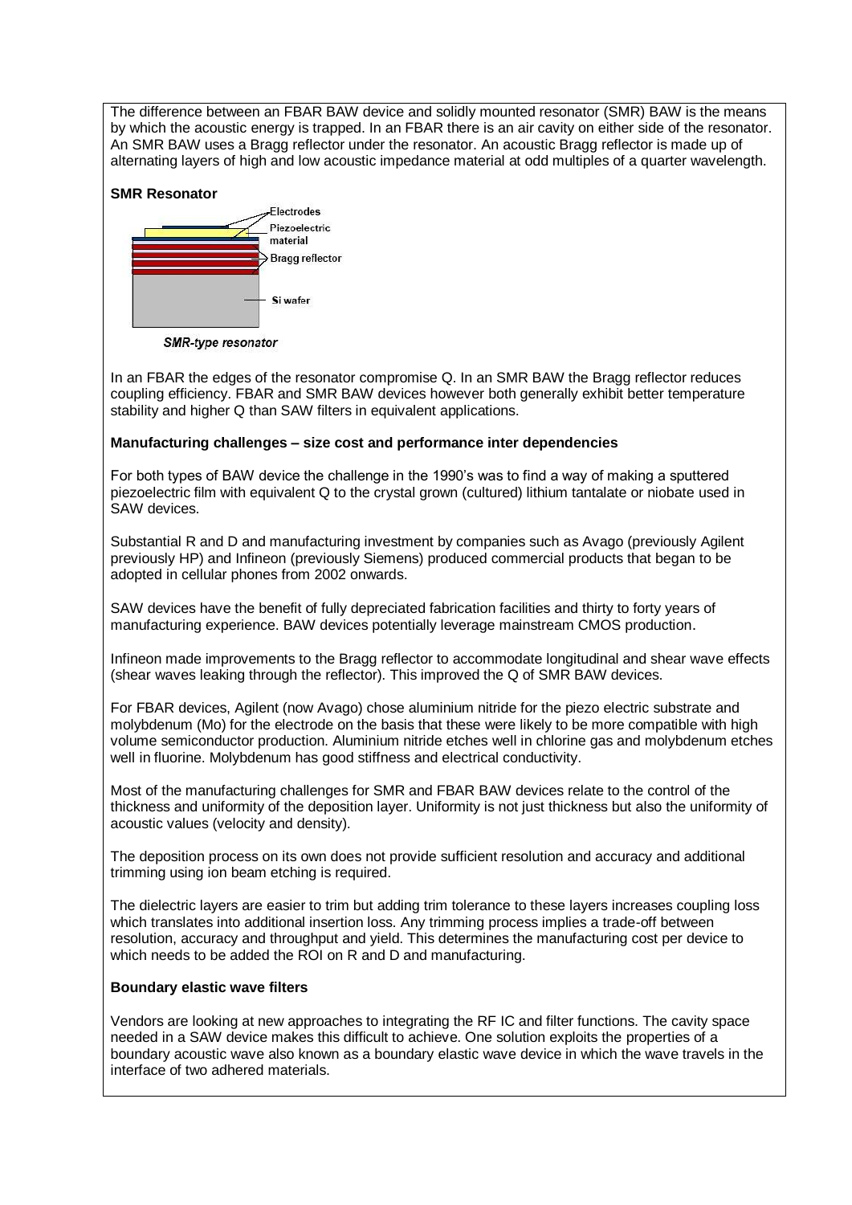The difference between an FBAR BAW device and solidly mounted resonator (SMR) BAW is the means by which the acoustic energy is trapped. In an FBAR there is an air cavity on either side of the resonator. An SMR BAW uses a Bragg reflector under the resonator. An acoustic Bragg reflector is made up of alternating layers of high and low acoustic impedance material at odd multiples of a quarter wavelength.

**SMR Resonator**

Electrodes

Piezoelectric material

Bragg reflector

Si wafer

*SMR-type resonator*

In an FBAR the edges of the resonator compromise Q. In an SMR BAW the Bragg reflector reduces coupling efficiency. FBAR and SMR BAW devices however both generally exhibit better temperature stability and higher Q than SAW filters in equivalent applications.

**Manufacturing challenges – size cost and performance inter dependencies**

For both types of BAW device the challenge in the 1990's was to find a way of making a sputtered piezoelectric film with equivalent Q to the crystal grown (cultured) lithium tantalate or niobate used in SAW devices.

Substantial R and D and manufacturing investment by companies such as Avago (previously Agilent previously HP) and Infineon (previously Siemens) produced commercial products that began to be adopted in cellular phones from 2002 onwards.

SAW devices have the benefit of fully depreciated fabrication facilities and thirty to forty years of manufacturing experience. BAW devices potentially leverage mainstream CMOS production.

Infineon made improvements to the Bragg reflector to accommodate longitudinal and shear wave effects (shear waves leaking through the reflector). This improved the Q of SMR BAW devices.

For FBAR devices, Agilent (now Avago) chose aluminium nitride for the piezo electric substrate and molybdenum (Mo) for the electrode on the basis that these were likely to be more compatible with high volume semiconductor production. Aluminium nitride etches well in chlorine gas and molybdenum etches well in fluorine. Molybdenum has good stiffness and electrical conductivity.

Most of the manufacturing challenges for SMR and FBAR BAW devices relate to the control of the thickness and uniformity of the deposition layer. Uniformity is not just thickness but also the uniformity of acoustic values (velocity and density).

The deposition process on its own does not provide sufficient resolution and accuracy and additional trimming using ion beam etching is required.

The dielectric layers are easier to trim but adding trim tolerance to these layers increases coupling loss which translates into additional insertion loss. Any trimming process implies a trade-off between resolution, accuracy and throughput and yield. This determines the manufacturing cost per device to which needs to be added the ROI on R and D and manufacturing.

**Boundary elastic wave filters**

Vendors are looking at new approaches to integrating the RF IC and filter functions. The cavity space needed in a SAW device makes this difficult to achieve. One solution exploits the properties of a boundary acoustic wave also known as a boundary elastic wave device in which the wave travels in the interface of two adhered materials.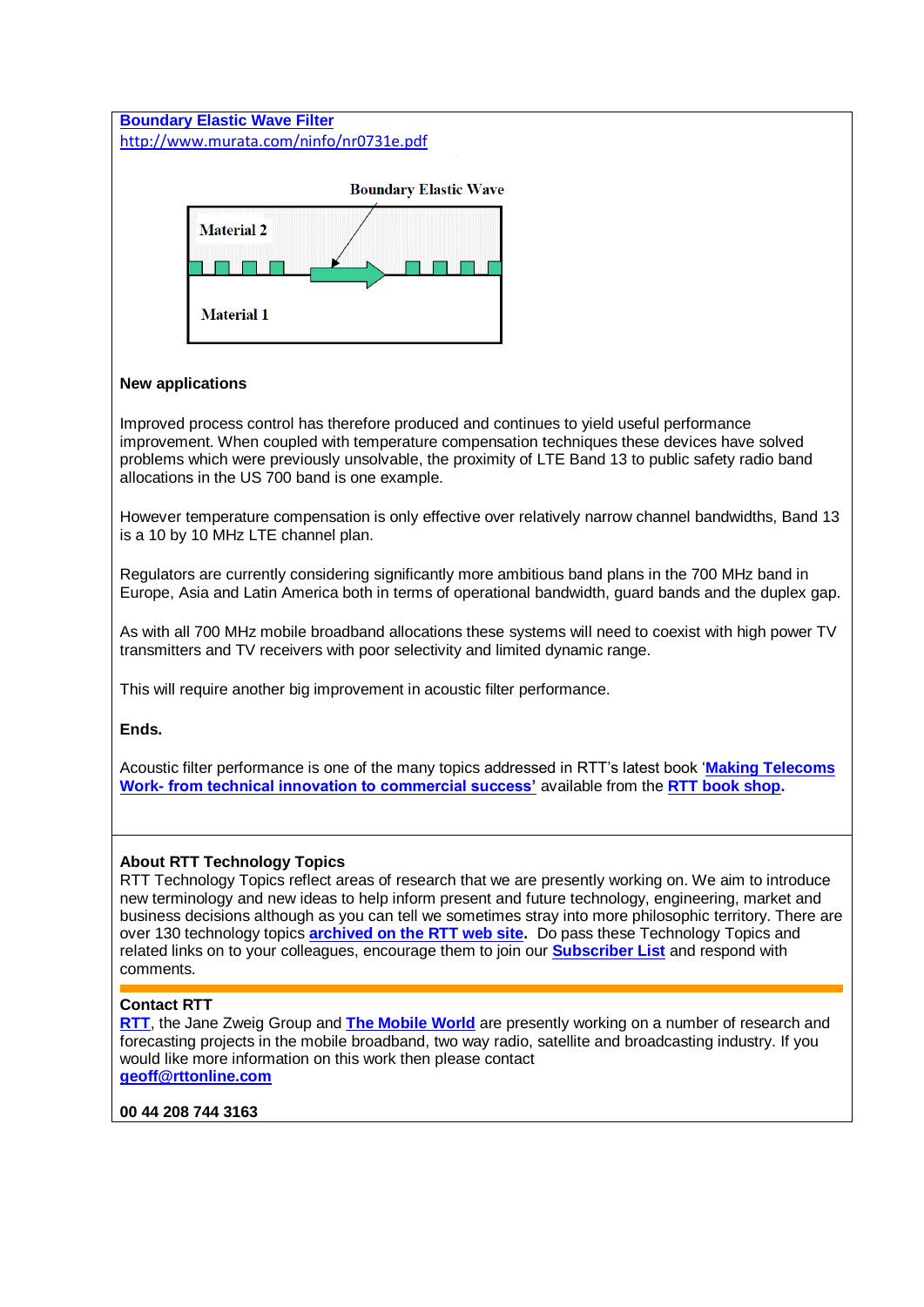**Boundary Elastic Wave Filter**
http://www.murata.com/ninfo/nr0731e.pdf

Boundary Elastic Wave

Material 2

Material 1

**New applications**

Improved process control has therefore produced and continues to yield useful performance improvement. When coupled with temperature compensation techniques these devices have solved problems which were previously unsolvable, the proximity of LTE Band 13 to public safety radio band allocations in the US 700 band is one example.

However temperature compensation is only effective over relatively narrow channel bandwidths, Band 13 is a 10 by 10 MHz LTE channel plan.

Regulators are currently considering significantly more ambitious band plans in the 700 MHz band in Europe, Asia and Latin America both in terms of operational bandwidth, guard bands and the duplex gap.

As with all 700 MHz mobile broadband allocations these systems will need to coexist with high power TV transmitters and TV receivers with poor selectivity and limited dynamic range.

This will require another big improvement in acoustic filter performance.

**Ends.**

Acoustic filter performance is one of the many topics addressed in RTT's latest book '**Making Telecoms Work- from technical innovation to commercial success'** available from the **RTT book shop.**

**About RTT Technology Topics**
RTT Technology Topics reflect areas of research that we are presently working on. We aim to introduce new terminology and new ideas to help inform present and future technology, engineering, market and business decisions although as you can tell we sometimes stray into more philosophic territory. There are over 130 technology topics **archived on the RTT web site**. Do pass these Technology Topics and related links on to your colleagues, encourage them to join our **Subscriber List** and respond with comments.

**Contact RTT**
**RTT**, the Jane Zweig Group and **The Mobile World** are presently working on a number of research and forecasting projects in the mobile broadband, two way radio, satellite and broadcasting industry. If you would like more information on this work then please contact
**geoff@rttonline.com**

**00 44 208 744 3163**